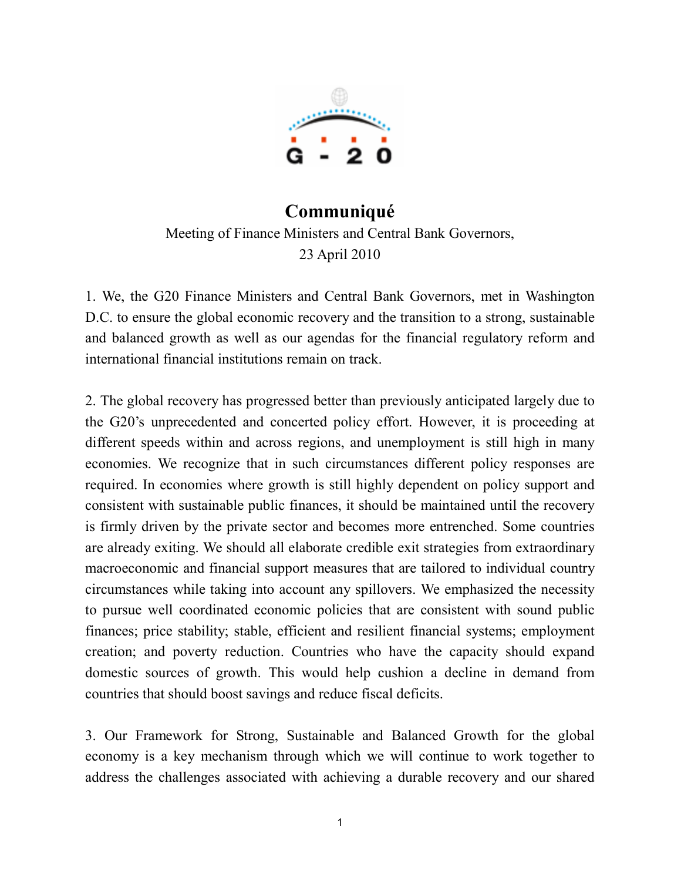# Communiqué

Meeting of Finance Ministers and Central Bank Governors,
23 April 2010

1. We, the G20 Finance Ministers and Central Bank Governors, met in Washington D.C. to ensure the global economic recovery and the transition to a strong, sustainable and balanced growth as well as our agendas for the financial regulatory reform and international financial institutions remain on track.

2. The global recovery has progressed better than previously anticipated largely due to the G20's unprecedented and concerted policy effort. However, it is proceeding at different speeds within and across regions, and unemployment is still high in many economies. We recognize that in such circumstances different policy responses are required. In economies where growth is still highly dependent on policy support and consistent with sustainable public finances, it should be maintained until the recovery is firmly driven by the private sector and becomes more entrenched. Some countries are already exiting. We should all elaborate credible exit strategies from extraordinary macroeconomic and financial support measures that are tailored to individual country circumstances while taking into account any spillovers. We emphasized the necessity to pursue well coordinated economic policies that are consistent with sound public finances; price stability; stable, efficient and resilient financial systems; employment creation; and poverty reduction. Countries who have the capacity should expand domestic sources of growth. This would help cushion a decline in demand from countries that should boost savings and reduce fiscal deficits.

3. Our Framework for Strong, Sustainable and Balanced Growth for the global economy is a key mechanism through which we will continue to work together to address the challenges associated with achieving a durable recovery and our shared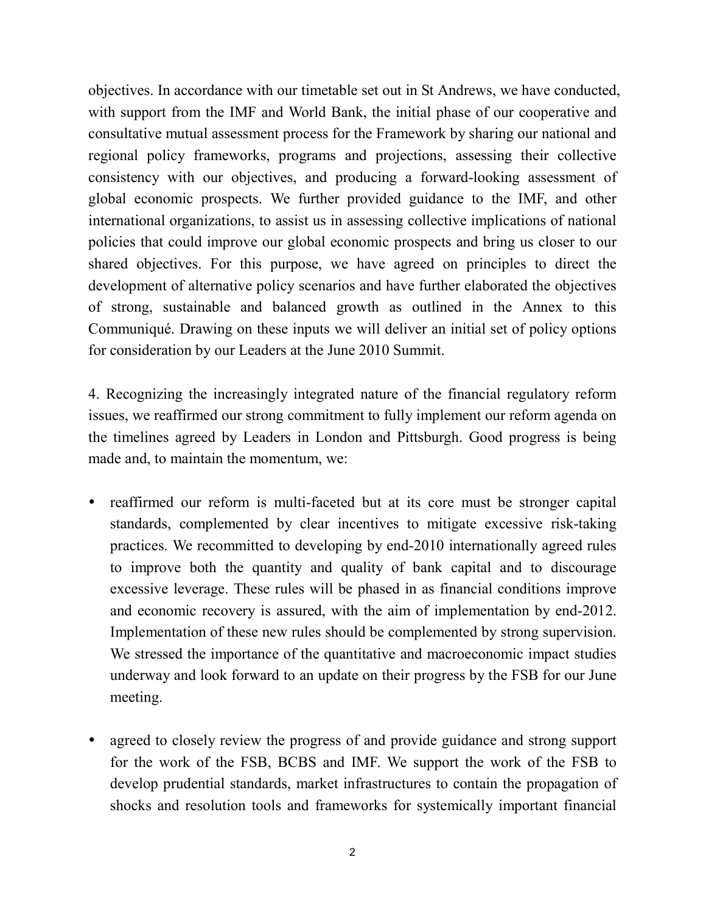objectives. In accordance with our timetable set out in St Andrews, we have conducted, with support from the IMF and World Bank, the initial phase of our cooperative and consultative mutual assessment process for the Framework by sharing our national and regional policy frameworks, programs and projections, assessing their collective consistency with our objectives, and producing a forward-looking assessment of global economic prospects. We further provided guidance to the IMF, and other international organizations, to assist us in assessing collective implications of national policies that could improve our global economic prospects and bring us closer to our shared objectives. For this purpose, we have agreed on principles to direct the development of alternative policy scenarios and have further elaborated the objectives of strong, sustainable and balanced growth as outlined in the Annex to this Communiqué. Drawing on these inputs we will deliver an initial set of policy options for consideration by our Leaders at the June 2010 Summit.

4. Recognizing the increasingly integrated nature of the financial regulatory reform issues, we reaffirmed our strong commitment to fully implement our reform agenda on the timelines agreed by Leaders in London and Pittsburgh. Good progress is being made and, to maintain the momentum, we:

- reaffirmed our reform is multi-faceted but at its core must be stronger capital standards, complemented by clear incentives to mitigate excessive risk-taking practices. We recommitted to developing by end-2010 internationally agreed rules to improve both the quantity and quality of bank capital and to discourage excessive leverage. These rules will be phased in as financial conditions improve and economic recovery is assured, with the aim of implementation by end-2012. Implementation of these new rules should be complemented by strong supervision. We stressed the importance of the quantitative and macroeconomic impact studies underway and look forward to an update on their progress by the FSB for our June meeting.

- agreed to closely review the progress of and provide guidance and strong support for the work of the FSB, BCBS and IMF. We support the work of the FSB to develop prudential standards, market infrastructures to contain the propagation of shocks and resolution tools and frameworks for systemically important financial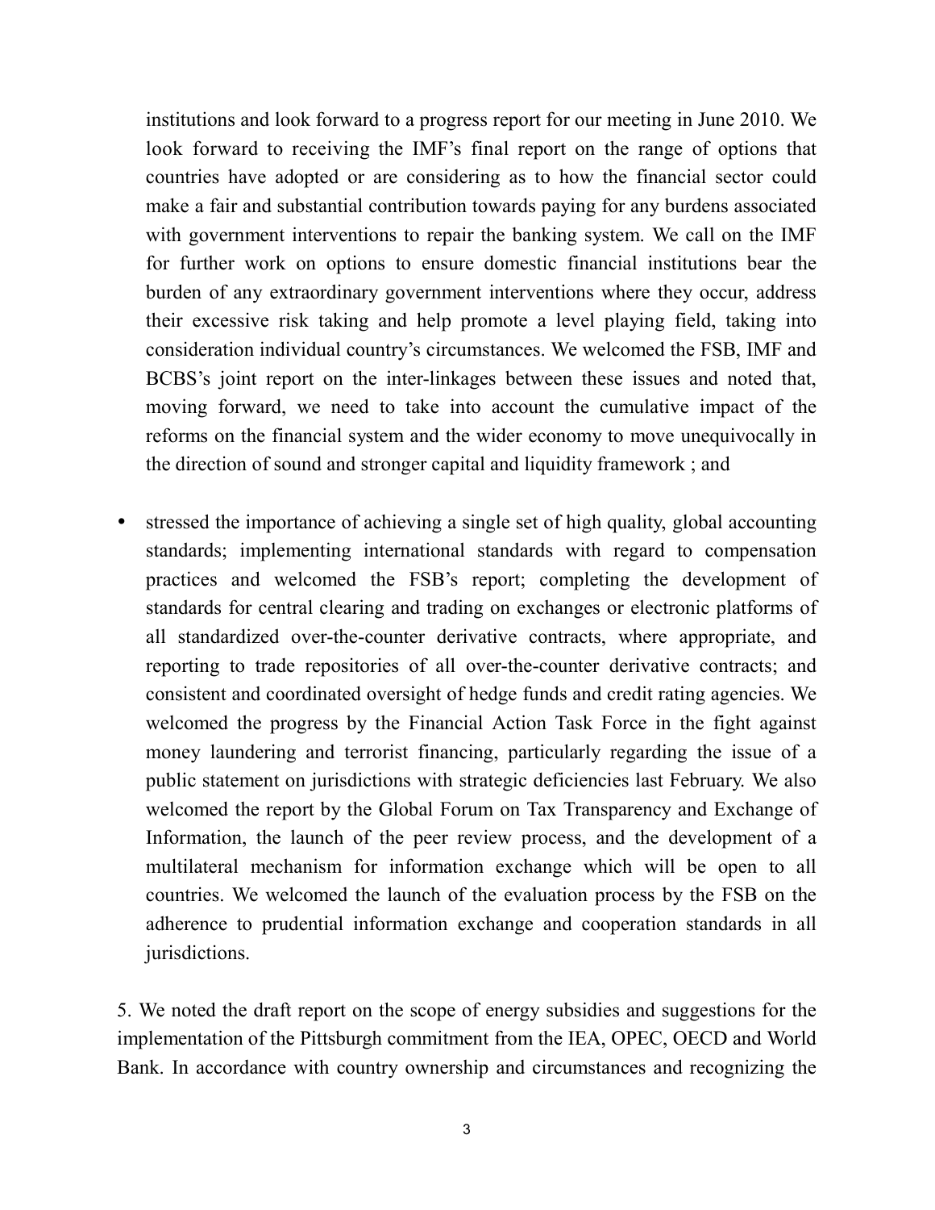institutions and look forward to a progress report for our meeting in June 2010. We look forward to receiving the IMF's final report on the range of options that countries have adopted or are considering as to how the financial sector could make a fair and substantial contribution towards paying for any burdens associated with government interventions to repair the banking system. We call on the IMF for further work on options to ensure domestic financial institutions bear the burden of any extraordinary government interventions where they occur, address their excessive risk taking and help promote a level playing field, taking into consideration individual country's circumstances. We welcomed the FSB, IMF and BCBS's joint report on the inter-linkages between these issues and noted that, moving forward, we need to take into account the cumulative impact of the reforms on the financial system and the wider economy to move unequivocally in the direction of sound and stronger capital and liquidity framework ; and

- stressed the importance of achieving a single set of high quality, global accounting standards; implementing international standards with regard to compensation practices and welcomed the FSB's report; completing the development of standards for central clearing and trading on exchanges or electronic platforms of all standardized over-the-counter derivative contracts, where appropriate, and reporting to trade repositories of all over-the-counter derivative contracts; and consistent and coordinated oversight of hedge funds and credit rating agencies. We welcomed the progress by the Financial Action Task Force in the fight against money laundering and terrorist financing, particularly regarding the issue of a public statement on jurisdictions with strategic deficiencies last February. We also welcomed the report by the Global Forum on Tax Transparency and Exchange of Information, the launch of the peer review process, and the development of a multilateral mechanism for information exchange which will be open to all countries. We welcomed the launch of the evaluation process by the FSB on the adherence to prudential information exchange and cooperation standards in all jurisdictions.

5. We noted the draft report on the scope of energy subsidies and suggestions for the implementation of the Pittsburgh commitment from the IEA, OPEC, OECD and World Bank. In accordance with country ownership and circumstances and recognizing the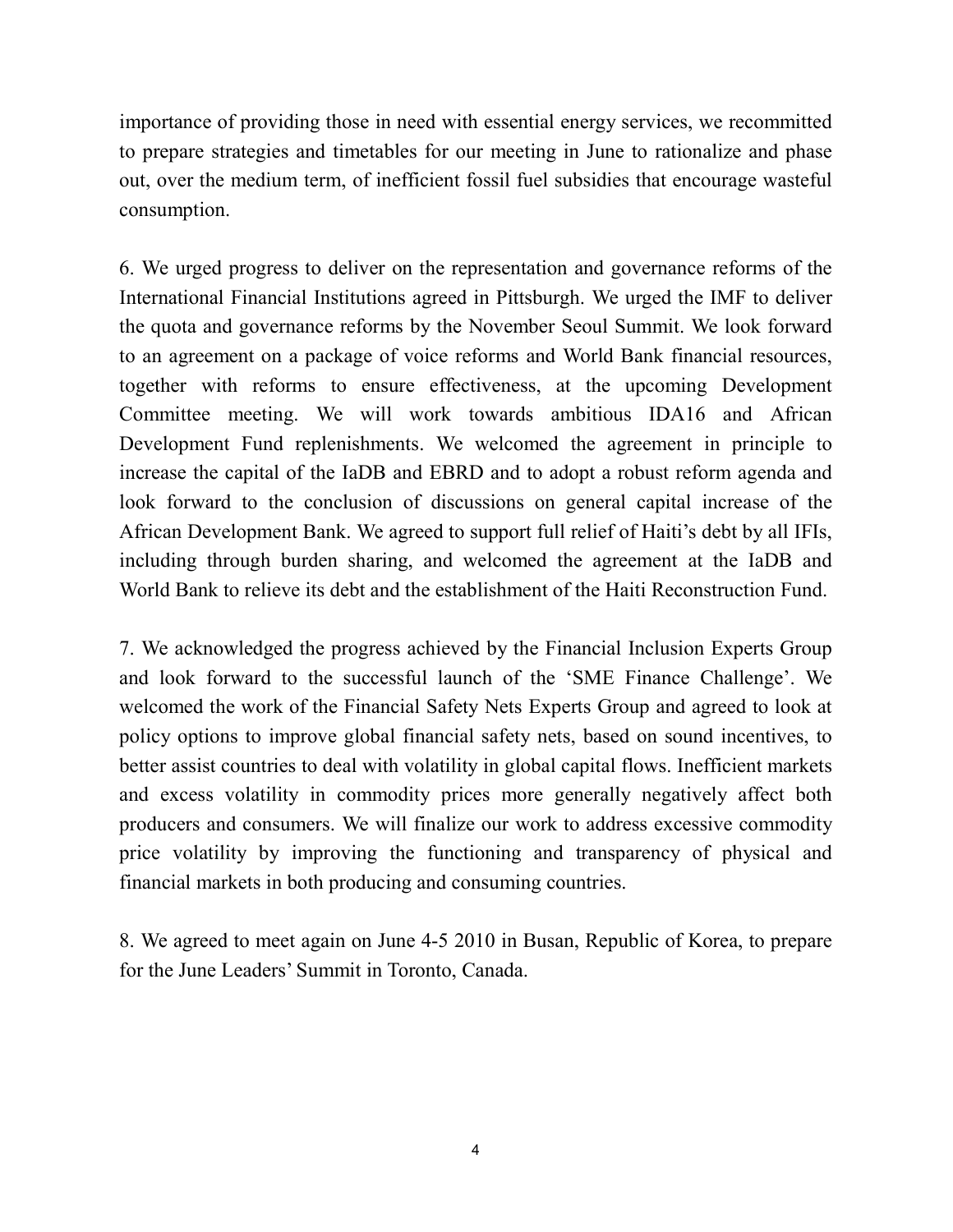importance of providing those in need with essential energy services, we recommitted to prepare strategies and timetables for our meeting in June to rationalize and phase out, over the medium term, of inefficient fossil fuel subsidies that encourage wasteful consumption.

6. We urged progress to deliver on the representation and governance reforms of the International Financial Institutions agreed in Pittsburgh. We urged the IMF to deliver the quota and governance reforms by the November Seoul Summit. We look forward to an agreement on a package of voice reforms and World Bank financial resources, together with reforms to ensure effectiveness, at the upcoming Development Committee meeting. We will work towards ambitious IDA16 and African Development Fund replenishments. We welcomed the agreement in principle to increase the capital of the IaDB and EBRD and to adopt a robust reform agenda and look forward to the conclusion of discussions on general capital increase of the African Development Bank. We agreed to support full relief of Haiti's debt by all IFIs, including through burden sharing, and welcomed the agreement at the IaDB and World Bank to relieve its debt and the establishment of the Haiti Reconstruction Fund.

7. We acknowledged the progress achieved by the Financial Inclusion Experts Group and look forward to the successful launch of the 'SME Finance Challenge'. We welcomed the work of the Financial Safety Nets Experts Group and agreed to look at policy options to improve global financial safety nets, based on sound incentives, to better assist countries to deal with volatility in global capital flows. Inefficient markets and excess volatility in commodity prices more generally negatively affect both producers and consumers. We will finalize our work to address excessive commodity price volatility by improving the functioning and transparency of physical and financial markets in both producing and consuming countries.

8. We agreed to meet again on June 4-5 2010 in Busan, Republic of Korea, to prepare for the June Leaders' Summit in Toronto, Canada.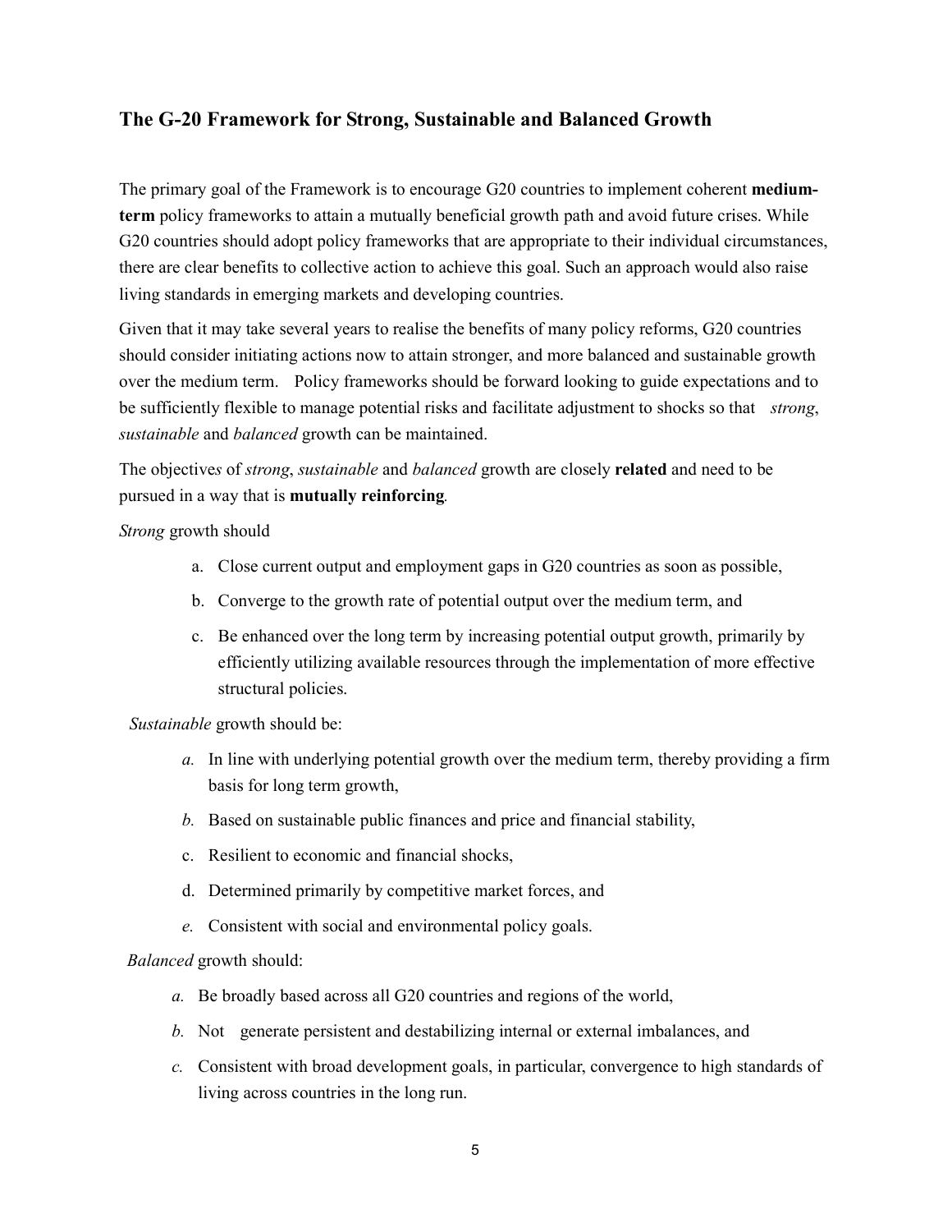## The G-20 Framework for Strong, Sustainable and Balanced Growth

The primary goal of the Framework is to encourage G20 countries to implement coherent **medium-term** policy frameworks to attain a mutually beneficial growth path and avoid future crises. While G20 countries should adopt policy frameworks that are appropriate to their individual circumstances, there are clear benefits to collective action to achieve this goal. Such an approach would also raise living standards in emerging markets and developing countries.

Given that it may take several years to realise the benefits of many policy reforms, G20 countries should consider initiating actions now to attain stronger, and more balanced and sustainable growth over the medium term. Policy frameworks should be forward looking to guide expectations and to be sufficiently flexible to manage potential risks and facilitate adjustment to shocks so that *strong*, *sustainable* and *balanced* growth can be maintained.

The objective*s* of *strong*, *sustainable* and *balanced* growth are closely **related** and need to be pursued in a way that is **mutually reinforcing**.

*Strong* growth should

a. Close current output and employment gaps in G20 countries as soon as possible,

b. Converge to the growth rate of potential output over the medium term, and

c. Be enhanced over the long term by increasing potential output growth, primarily by efficiently utilizing available resources through the implementation of more effective structural policies.

*Sustainable* growth should be:

*a.* In line with underlying potential growth over the medium term, thereby providing a firm basis for long term growth,

*b.* Based on sustainable public finances and price and financial stability,

c. Resilient to economic and financial shocks,

d. Determined primarily by competitive market forces, and

*e.* Consistent with social and environmental policy goals.

*Balanced* growth should:

*a.* Be broadly based across all G20 countries and regions of the world,

*b.* Not generate persistent and destabilizing internal or external imbalances, and

*c.* Consistent with broad development goals, in particular, convergence to high standards of living across countries in the long run.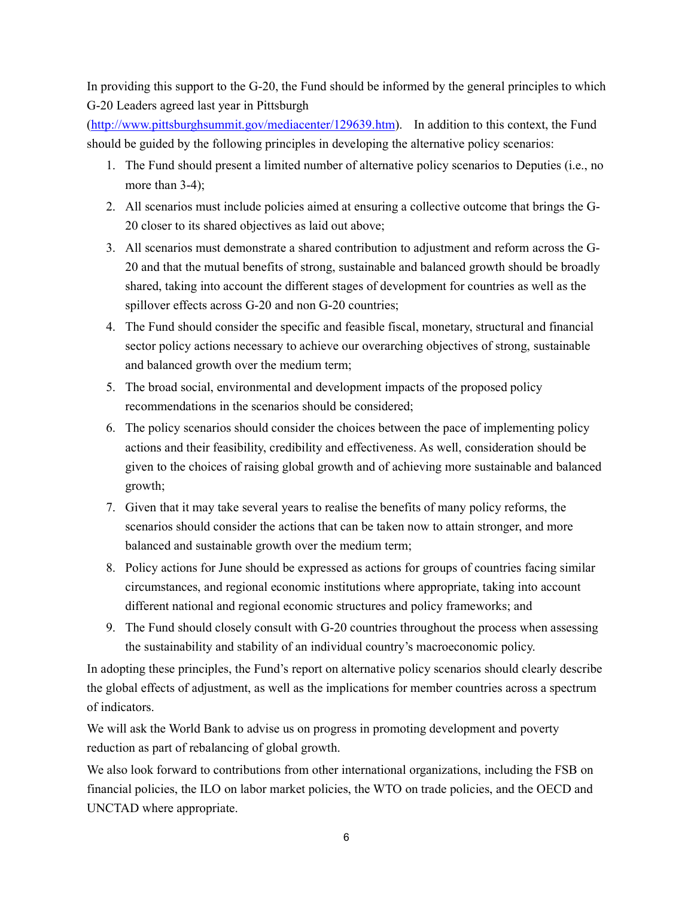In providing this support to the G-20, the Fund should be informed by the general principles to which G-20 Leaders agreed last year in Pittsburgh (http://www.pittsburghsummit.gov/mediacenter/129639.htm). In addition to this context, the Fund should be guided by the following principles in developing the alternative policy scenarios:

1. The Fund should present a limited number of alternative policy scenarios to Deputies (i.e., no more than 3-4);
2. All scenarios must include policies aimed at ensuring a collective outcome that brings the G-20 closer to its shared objectives as laid out above;
3. All scenarios must demonstrate a shared contribution to adjustment and reform across the G-20 and that the mutual benefits of strong, sustainable and balanced growth should be broadly shared, taking into account the different stages of development for countries as well as the spillover effects across G-20 and non G-20 countries;
4. The Fund should consider the specific and feasible fiscal, monetary, structural and financial sector policy actions necessary to achieve our overarching objectives of strong, sustainable and balanced growth over the medium term;
5. The broad social, environmental and development impacts of the proposed policy recommendations in the scenarios should be considered;
6. The policy scenarios should consider the choices between the pace of implementing policy actions and their feasibility, credibility and effectiveness. As well, consideration should be given to the choices of raising global growth and of achieving more sustainable and balanced growth;
7. Given that it may take several years to realise the benefits of many policy reforms, the scenarios should consider the actions that can be taken now to attain stronger, and more balanced and sustainable growth over the medium term;
8. Policy actions for June should be expressed as actions for groups of countries facing similar circumstances, and regional economic institutions where appropriate, taking into account different national and regional economic structures and policy frameworks; and
9. The Fund should closely consult with G-20 countries throughout the process when assessing the sustainability and stability of an individual country's macroeconomic policy.

In adopting these principles, the Fund's report on alternative policy scenarios should clearly describe the global effects of adjustment, as well as the implications for member countries across a spectrum of indicators.

We will ask the World Bank to advise us on progress in promoting development and poverty reduction as part of rebalancing of global growth.

We also look forward to contributions from other international organizations, including the FSB on financial policies, the ILO on labor market policies, the WTO on trade policies, and the OECD and UNCTAD where appropriate.